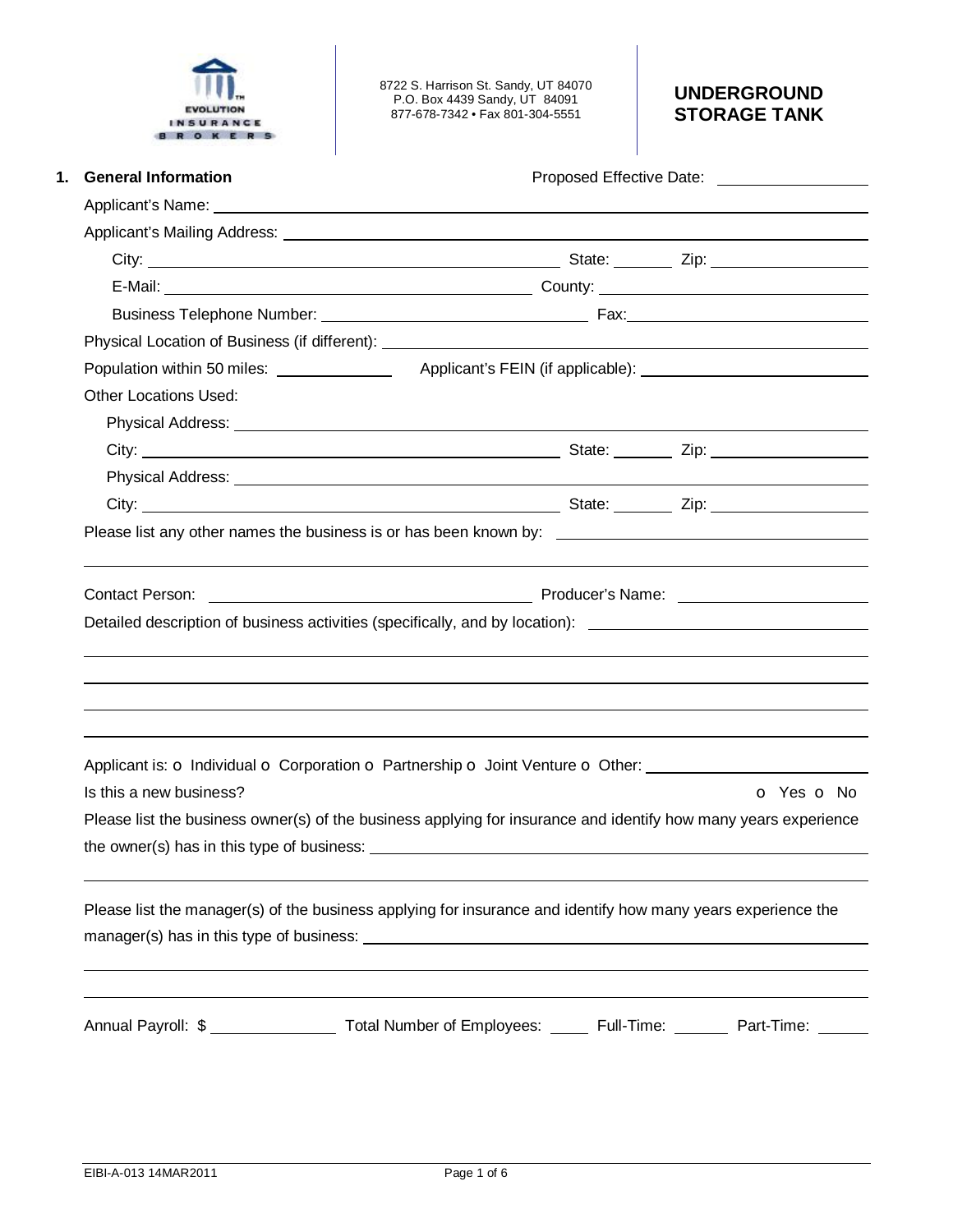EVOLUTION INSURANCE BROKERS

8722 S. Harrison St. Sandy, UT 84070
P.O. Box 4439 Sandy, UT 84091
877-678-7342 • Fax 801-304-5551

# UNDERGROUND STORAGE TANK

## 1. General Information

Proposed Effective Date: ______________

Applicant's Name: ______________

Applicant's Mailing Address: ______________

City: ______________ State: ______ Zip: ______________

E-Mail: ______________ County: ______________

Business Telephone Number: ______________ Fax: ______________

Physical Location of Business (if different): ______________

Population within 50 miles: ______________ Applicant's FEIN (if applicable): ______________

Other Locations Used:

Physical Address: ______________

City: ______________ State: ______ Zip: ______________

Physical Address: ______________

City: ______________ State: ______ Zip: ______________

Please list any other names the business is or has been known by: ______________

______________

Contact Person: ______________ Producer's Name: ______________

Detailed description of business activities (specifically, and by location): ______________

______________

______________

______________

______________

Applicant is: o Individual o Corporation o Partnership o Joint Venture o Other: ______________

Is this a new business? o Yes o No

Please list the business owner(s) of the business applying for insurance and identify how many years experience the owner(s) has in this type of business: ______________

______________

Please list the manager(s) of the business applying for insurance and identify how many years experience the manager(s) has in this type of business: ______________

______________

______________

Annual Payroll: $ ______________ Total Number of Employees: ____ Full-Time: ______ Part-Time: ______

EIBI-A-013 14MAR2011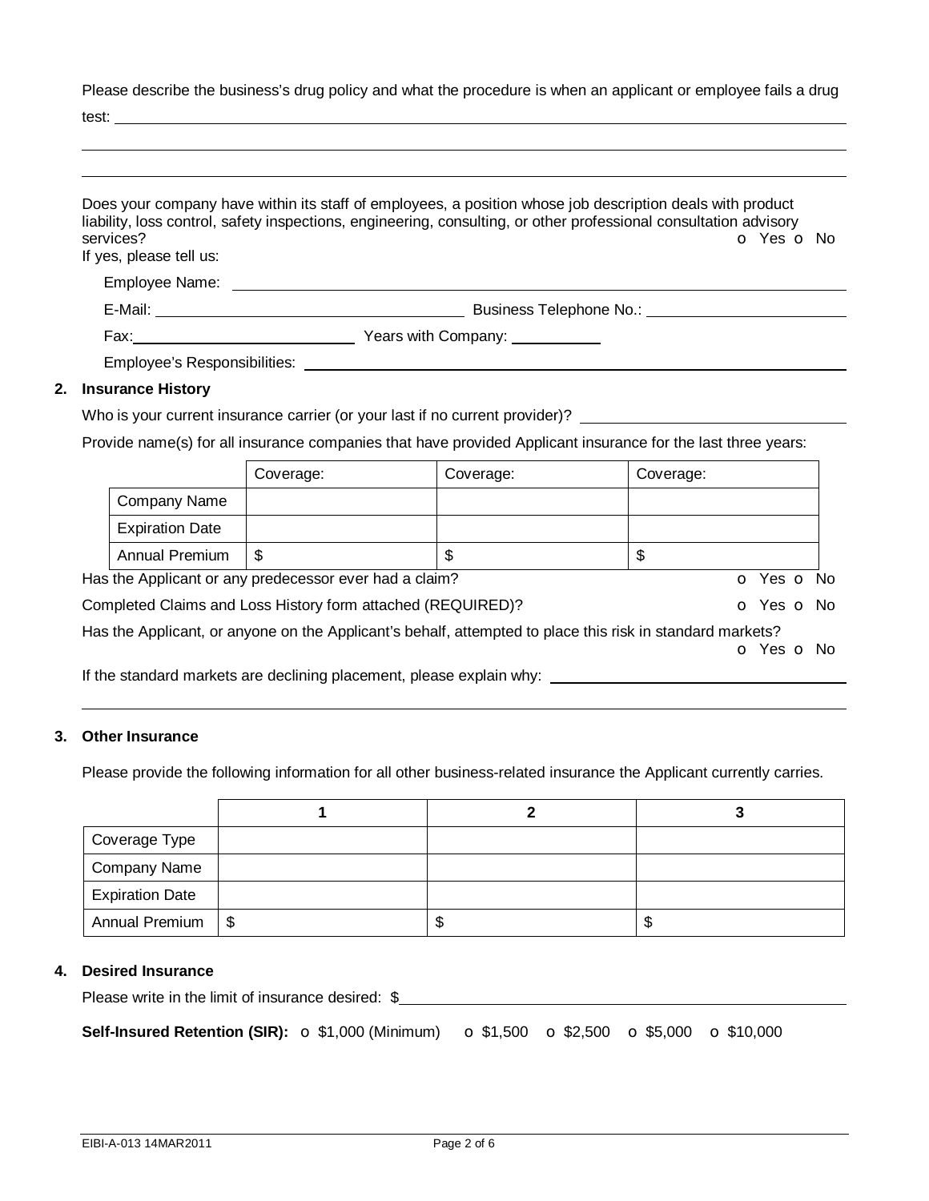Please describe the business's drug policy and what the procedure is when an applicant or employee fails a drug test: ______________________________________________

______________________________________________

______________________________________________

Does your company have within its staff of employees, a position whose job description deals with product liability, loss control, safety inspections, engineering, consulting, or other professional consultation advisory services? o Yes o No

If yes, please tell us:

Employee Name: ______________________________________________

E-Mail: ____________________ Business Telephone No.: ____________________

Fax: ____________________ Years with Company: __________

Employee's Responsibilities: ______________________________________________

## 2. Insurance History

Who is your current insurance carrier (or your last if no current provider)? ____________________

Provide name(s) for all insurance companies that have provided Applicant insurance for the last three years:

| | Coverage: | Coverage: | Coverage: |
|---|---|---|---|
| Company Name | | | |
| Expiration Date | | | |
| Annual Premium | $ | $ | $ |

Has the Applicant or any predecessor ever had a claim? o Yes o No

Completed Claims and Loss History form attached (REQUIRED)? o Yes o No

Has the Applicant, or anyone on the Applicant's behalf, attempted to place this risk in standard markets? o Yes o No

If the standard markets are declining placement, please explain why: ____________________

______________________________________________

## 3. Other Insurance

Please provide the following information for all other business-related insurance the Applicant currently carries.

| | 1 | 2 | 3 |
|---|---|---|---|
| Coverage Type | | | |
| Company Name | | | |
| Expiration Date | | | |
| Annual Premium | $ | $ | $ |

## 4. Desired Insurance

Please write in the limit of insurance desired: $____________________

**Self-Insured Retention (SIR):** o $1,000 (Minimum) o $1,500 o $2,500 o $5,000 o $10,000

EIBI-A-013 14MAR2011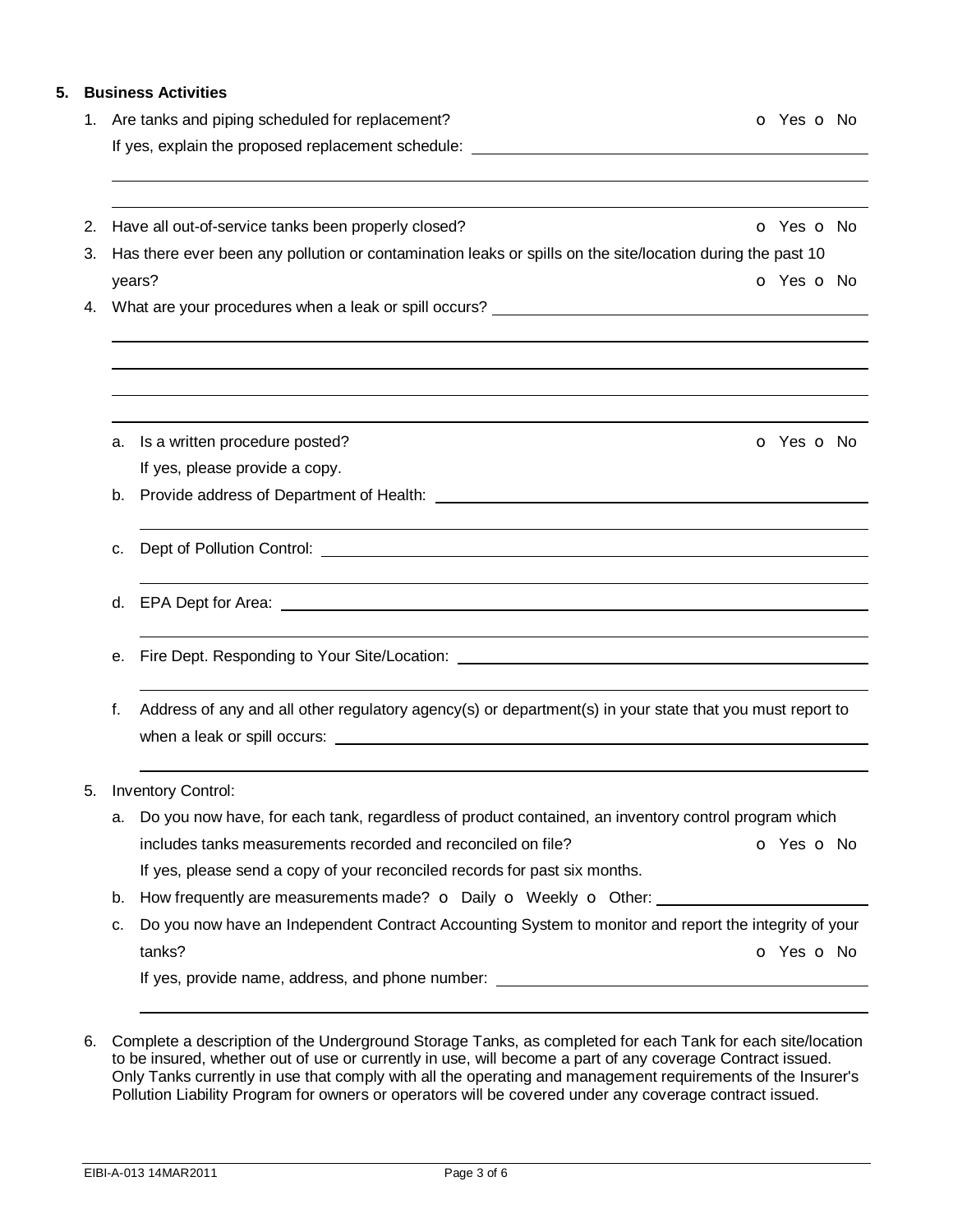## 5. Business Activities

1. Are tanks and piping scheduled for replacement? o Yes o No

   If yes, explain the proposed replacement schedule: \_\_\_\_\_\_\_\_\_\_\_\_\_\_\_\_\_\_\_\_\_\_\_\_\_\_\_\_\_\_\_\_\_\_\_\_\_\_\_\_

2. Have all out-of-service tanks been properly closed? o Yes o No
3. Has there ever been any pollution or contamination leaks or spills on the site/location during the past 10 years? o Yes o No
4. What are your procedures when a leak or spill occurs? \_\_\_\_\_\_\_\_\_\_\_\_\_\_\_\_\_\_\_\_\_\_\_\_\_\_\_\_\_\_\_\_\_\_\_\_\_\_\_\_

   a. Is a written procedure posted? o Yes o No

      If yes, please provide a copy.

   b. Provide address of Department of Health: \_\_\_\_\_\_\_\_\_\_\_\_\_\_\_\_\_\_\_\_\_\_\_\_\_\_\_\_\_\_\_\_\_\_\_\_\_\_\_\_

   c. Dept of Pollution Control: \_\_\_\_\_\_\_\_\_\_\_\_\_\_\_\_\_\_\_\_\_\_\_\_\_\_\_\_\_\_\_\_\_\_\_\_\_\_\_\_

   d. EPA Dept for Area: \_\_\_\_\_\_\_\_\_\_\_\_\_\_\_\_\_\_\_\_\_\_\_\_\_\_\_\_\_\_\_\_\_\_\_\_\_\_\_\_

   e. Fire Dept. Responding to Your Site/Location: \_\_\_\_\_\_\_\_\_\_\_\_\_\_\_\_\_\_\_\_\_\_\_\_\_\_\_\_\_\_\_\_\_\_\_\_\_\_\_\_

   f. Address of any and all other regulatory agency(s) or department(s) in your state that you must report to when a leak or spill occurs: \_\_\_\_\_\_\_\_\_\_\_\_\_\_\_\_\_\_\_\_\_\_\_\_\_\_\_\_\_\_\_\_\_\_\_\_\_\_\_\_

5. Inventory Control:

   a. Do you now have, for each tank, regardless of product contained, an inventory control program which includes tanks measurements recorded and reconciled on file? o Yes o No

      If yes, please send a copy of your reconciled records for past six months.

   b. How frequently are measurements made? o Daily o Weekly o Other: \_\_\_\_\_\_\_\_\_\_\_\_\_\_\_\_\_\_\_\_

   c. Do you now have an Independent Contract Accounting System to monitor and report the integrity of your tanks? o Yes o No

      If yes, provide name, address, and phone number: \_\_\_\_\_\_\_\_\_\_\_\_\_\_\_\_\_\_\_\_\_\_\_\_\_\_\_\_\_\_\_\_\_\_\_\_\_\_\_\_

6. Complete a description of the Underground Storage Tanks, as completed for each Tank for each site/location to be insured, whether out of use or currently in use, will become a part of any coverage Contract issued. Only Tanks currently in use that comply with all the operating and management requirements of the Insurer's Pollution Liability Program for owners or operators will be covered under any coverage contract issued.

EIBI-A-013 14MAR2011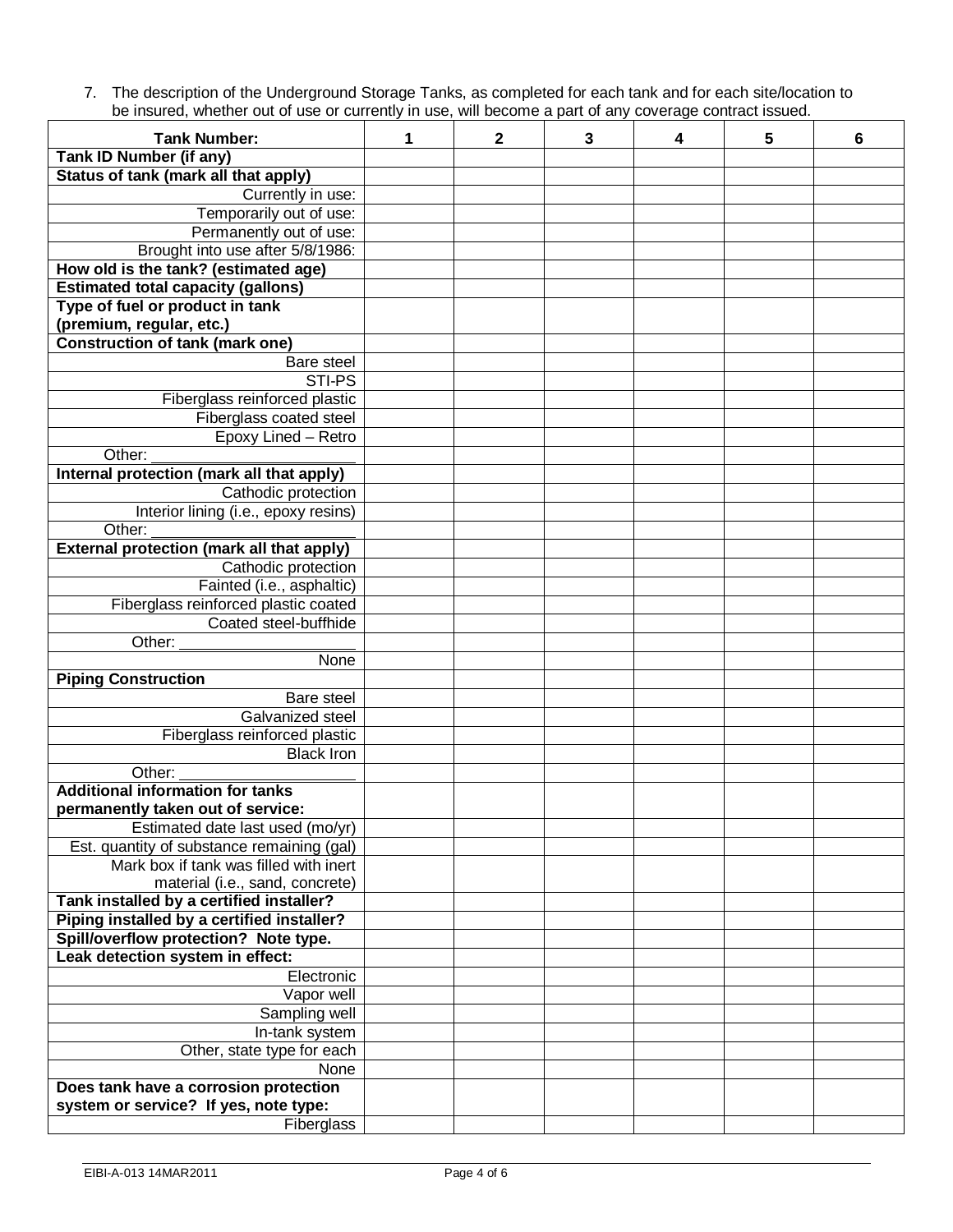7. The description of the Underground Storage Tanks, as completed for each tank and for each site/location to be insured, whether out of use or currently in use, will become a part of any coverage contract issued.

| **Tank Number:** | **1** | **2** | **3** | **4** | **5** | **6** |
|---|---|---|---|---|---|---|
| **Tank ID Number (if any)** | | | | | | |
| **Status of tank (mark all that apply)** | | | | | | |
| Currently in use: | | | | | | |
| Temporarily out of use: | | | | | | |
| Permanently out of use: | | | | | | |
| Brought into use after 5/8/1986: | | | | | | |
| **How old is the tank? (estimated age)** | | | | | | |
| **Estimated total capacity (gallons)** | | | | | | |
| **Type of fuel or product in tank (premium, regular, etc.)** | | | | | | |
| **Construction of tank (mark one)** | | | | | | |
| Bare steel | | | | | | |
| STI-PS | | | | | | |
| Fiberglass reinforced plastic | | | | | | |
| Fiberglass coated steel | | | | | | |
| Epoxy Lined – Retro | | | | | | |
| Other: ______________________ | | | | | | |
| **Internal protection (mark all that apply)** | | | | | | |
| Cathodic protection | | | | | | |
| Interior lining (i.e., epoxy resins) | | | | | | |
| Other: ______________________ | | | | | | |
| **External protection (mark all that apply)** | | | | | | |
| Cathodic protection | | | | | | |
| Fainted (i.e., asphaltic) | | | | | | |
| Fiberglass reinforced plastic coated | | | | | | |
| Coated steel-buffhide | | | | | | |
| Other: ____________________ | | | | | | |
| None | | | | | | |
| **Piping Construction** | | | | | | |
| Bare steel | | | | | | |
| Galvanized steel | | | | | | |
| Fiberglass reinforced plastic | | | | | | |
| Black Iron | | | | | | |
| Other: ____________________ | | | | | | |
| **Additional information for tanks permanently taken out of service:** | | | | | | |
| Estimated date last used (mo/yr) | | | | | | |
| Est. quantity of substance remaining (gal) | | | | | | |
| Mark box if tank was filled with inert material (i.e., sand, concrete) | | | | | | |
| **Tank installed by a certified installer?** | | | | | | |
| **Piping installed by a certified installer?** | | | | | | |
| **Spill/overflow protection? Note type.** | | | | | | |
| **Leak detection system in effect:** | | | | | | |
| Electronic | | | | | | |
| Vapor well | | | | | | |
| Sampling well | | | | | | |
| In-tank system | | | | | | |
| Other, state type for each | | | | | | |
| None | | | | | | |
| **Does tank have a corrosion protection system or service? If yes, note type:** | | | | | | |
| Fiberglass | | | | | | |

EIBI-A-013 14MAR2011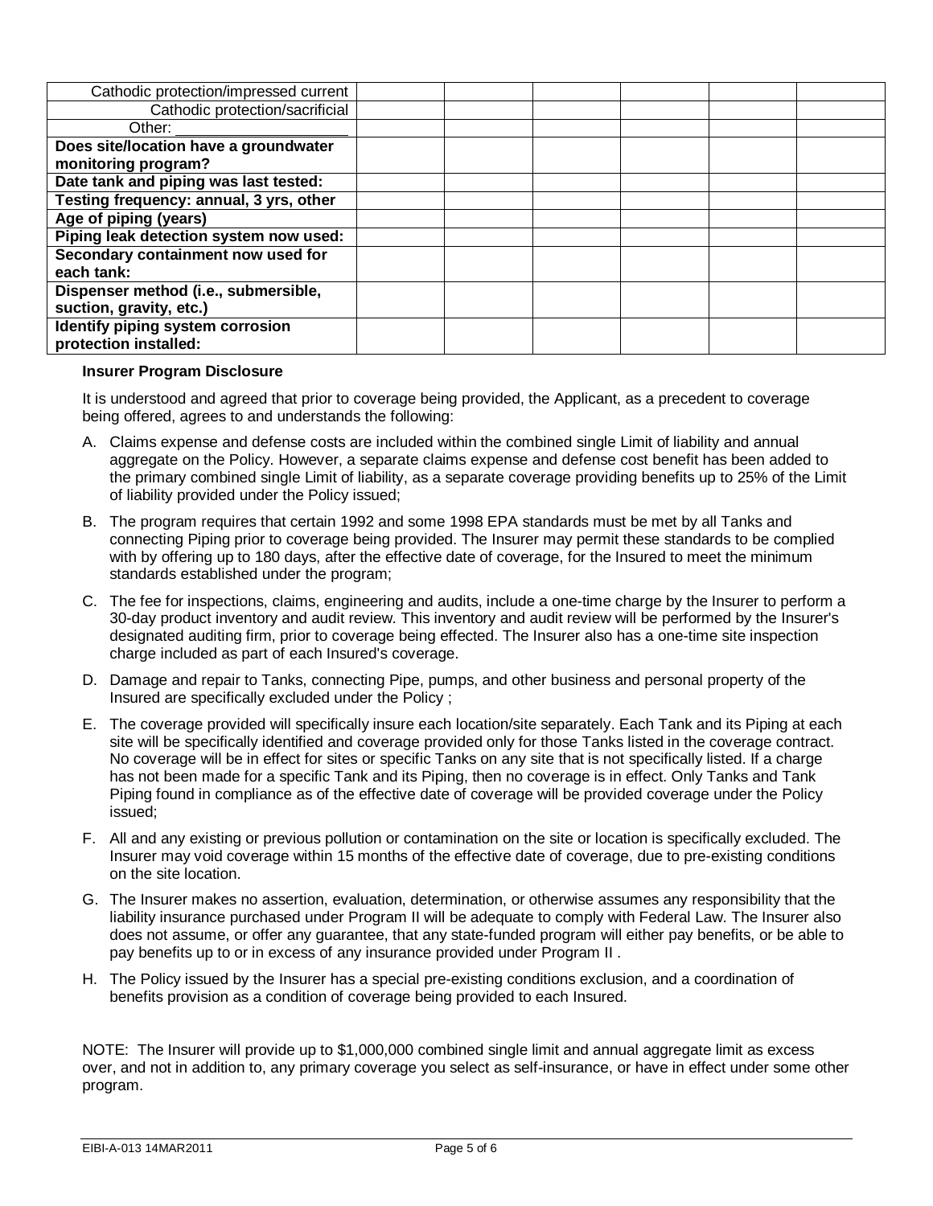| | | | | | | |
|---|---|---|---|---|---|---|
| Cathodic protection/impressed current | | | | | | |
| Cathodic protection/sacrificial | | | | | | |
| Other: ____________________ | | | | | | |
| **Does site/location have a groundwater monitoring program?** | | | | | | |
| **Date tank and piping was last tested:** | | | | | | |
| **Testing frequency: annual, 3 yrs, other** | | | | | | |
| **Age of piping (years)** | | | | | | |
| **Piping leak detection system now used:** | | | | | | |
| **Secondary containment now used for each tank:** | | | | | | |
| **Dispenser method (i.e., submersible, suction, gravity, etc.)** | | | | | | |
| **Identify piping system corrosion protection installed:** | | | | | | |

**Insurer Program Disclosure**

It is understood and agreed that prior to coverage being provided, the Applicant, as a precedent to coverage being offered, agrees to and understands the following:

A. Claims expense and defense costs are included within the combined single Limit of liability and annual aggregate on the Policy. However, a separate claims expense and defense cost benefit has been added to the primary combined single Limit of liability, as a separate coverage providing benefits up to 25% of the Limit of liability provided under the Policy issued;

B. The program requires that certain 1992 and some 1998 EPA standards must be met by all Tanks and connecting Piping prior to coverage being provided. The Insurer may permit these standards to be complied with by offering up to 180 days, after the effective date of coverage, for the Insured to meet the minimum standards established under the program;

C. The fee for inspections, claims, engineering and audits, include a one-time charge by the Insurer to perform a 30-day product inventory and audit review. This inventory and audit review will be performed by the Insurer's designated auditing firm, prior to coverage being effected. The Insurer also has a one-time site inspection charge included as part of each Insured's coverage.

D. Damage and repair to Tanks, connecting Pipe, pumps, and other business and personal property of the Insured are specifically excluded under the Policy ;

E. The coverage provided will specifically insure each location/site separately. Each Tank and its Piping at each site will be specifically identified and coverage provided only for those Tanks listed in the coverage contract. No coverage will be in effect for sites or specific Tanks on any site that is not specifically listed. If a charge has not been made for a specific Tank and its Piping, then no coverage is in effect. Only Tanks and Tank Piping found in compliance as of the effective date of coverage will be provided coverage under the Policy issued;

F. All and any existing or previous pollution or contamination on the site or location is specifically excluded. The Insurer may void coverage within 15 months of the effective date of coverage, due to pre-existing conditions on the site location.

G. The Insurer makes no assertion, evaluation, determination, or otherwise assumes any responsibility that the liability insurance purchased under Program II will be adequate to comply with Federal Law. The Insurer also does not assume, or offer any guarantee, that any state-funded program will either pay benefits, or be able to pay benefits up to or in excess of any insurance provided under Program II .

H. The Policy issued by the Insurer has a special pre-existing conditions exclusion, and a coordination of benefits provision as a condition of coverage being provided to each Insured.

NOTE: The Insurer will provide up to $1,000,000 combined single limit and annual aggregate limit as excess over, and not in addition to, any primary coverage you select as self-insurance, or have in effect under some other program.

EIBI-A-013 14MAR2011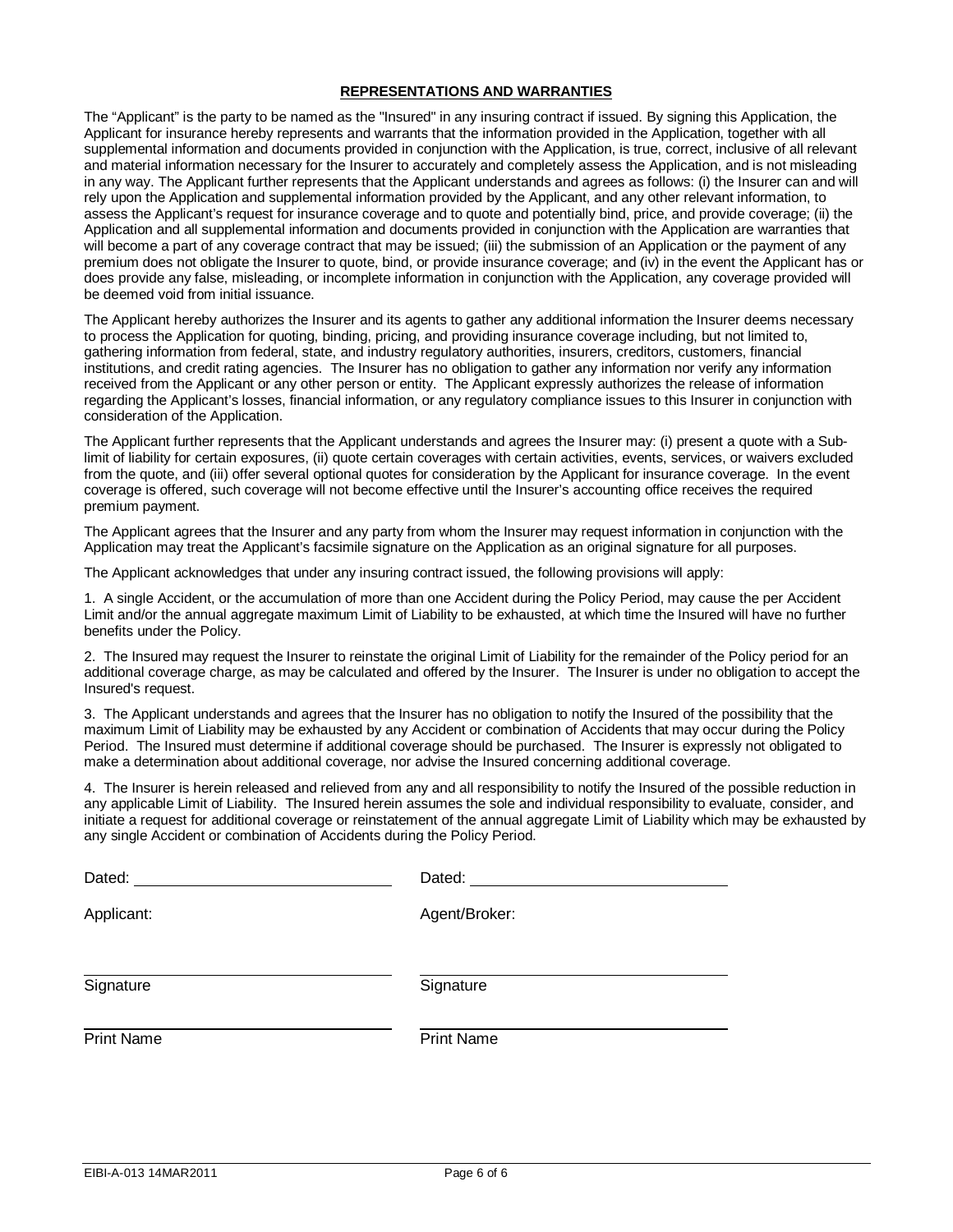## REPRESENTATIONS AND WARRANTIES

The "Applicant" is the party to be named as the "Insured" in any insuring contract if issued. By signing this Application, the Applicant for insurance hereby represents and warrants that the information provided in the Application, together with all supplemental information and documents provided in conjunction with the Application, is true, correct, inclusive of all relevant and material information necessary for the Insurer to accurately and completely assess the Application, and is not misleading in any way. The Applicant further represents that the Applicant understands and agrees as follows: (i) the Insurer can and will rely upon the Application and supplemental information provided by the Applicant, and any other relevant information, to assess the Applicant's request for insurance coverage and to quote and potentially bind, price, and provide coverage; (ii) the Application and all supplemental information and documents provided in conjunction with the Application are warranties that will become a part of any coverage contract that may be issued; (iii) the submission of an Application or the payment of any premium does not obligate the Insurer to quote, bind, or provide insurance coverage; and (iv) in the event the Applicant has or does provide any false, misleading, or incomplete information in conjunction with the Application, any coverage provided will be deemed void from initial issuance.

The Applicant hereby authorizes the Insurer and its agents to gather any additional information the Insurer deems necessary to process the Application for quoting, binding, pricing, and providing insurance coverage including, but not limited to, gathering information from federal, state, and industry regulatory authorities, insurers, creditors, customers, financial institutions, and credit rating agencies. The Insurer has no obligation to gather any information nor verify any information received from the Applicant or any other person or entity. The Applicant expressly authorizes the release of information regarding the Applicant's losses, financial information, or any regulatory compliance issues to this Insurer in conjunction with consideration of the Application.

The Applicant further represents that the Applicant understands and agrees the Insurer may: (i) present a quote with a Sub-limit of liability for certain exposures, (ii) quote certain coverages with certain activities, events, services, or waivers excluded from the quote, and (iii) offer several optional quotes for consideration by the Applicant for insurance coverage. In the event coverage is offered, such coverage will not become effective until the Insurer's accounting office receives the required premium payment.

The Applicant agrees that the Insurer and any party from whom the Insurer may request information in conjunction with the Application may treat the Applicant's facsimile signature on the Application as an original signature for all purposes.

The Applicant acknowledges that under any insuring contract issued, the following provisions will apply:

1. A single Accident, or the accumulation of more than one Accident during the Policy Period, may cause the per Accident Limit and/or the annual aggregate maximum Limit of Liability to be exhausted, at which time the Insured will have no further benefits under the Policy.

2. The Insured may request the Insurer to reinstate the original Limit of Liability for the remainder of the Policy period for an additional coverage charge, as may be calculated and offered by the Insurer. The Insurer is under no obligation to accept the Insured's request.

3. The Applicant understands and agrees that the Insurer has no obligation to notify the Insured of the possibility that the maximum Limit of Liability may be exhausted by any Accident or combination of Accidents that may occur during the Policy Period. The Insured must determine if additional coverage should be purchased. The Insurer is expressly not obligated to make a determination about additional coverage, nor advise the Insured concerning additional coverage.

4. The Insurer is herein released and relieved from any and all responsibility to notify the Insured of the possible reduction in any applicable Limit of Liability. The Insured herein assumes the sole and individual responsibility to evaluate, consider, and initiate a request for additional coverage or reinstatement of the annual aggregate Limit of Liability which may be exhausted by any single Accident or combination of Accidents during the Policy Period.

| | |
|---|---|
| Dated: ______________________ | Dated: ______________________ |
| Applicant: | Agent/Broker: |
| ______________________ | ______________________ |
| Signature | Signature |
| ______________________ | ______________________ |
| Print Name | Print Name |

EIBI-A-013 14MAR2011